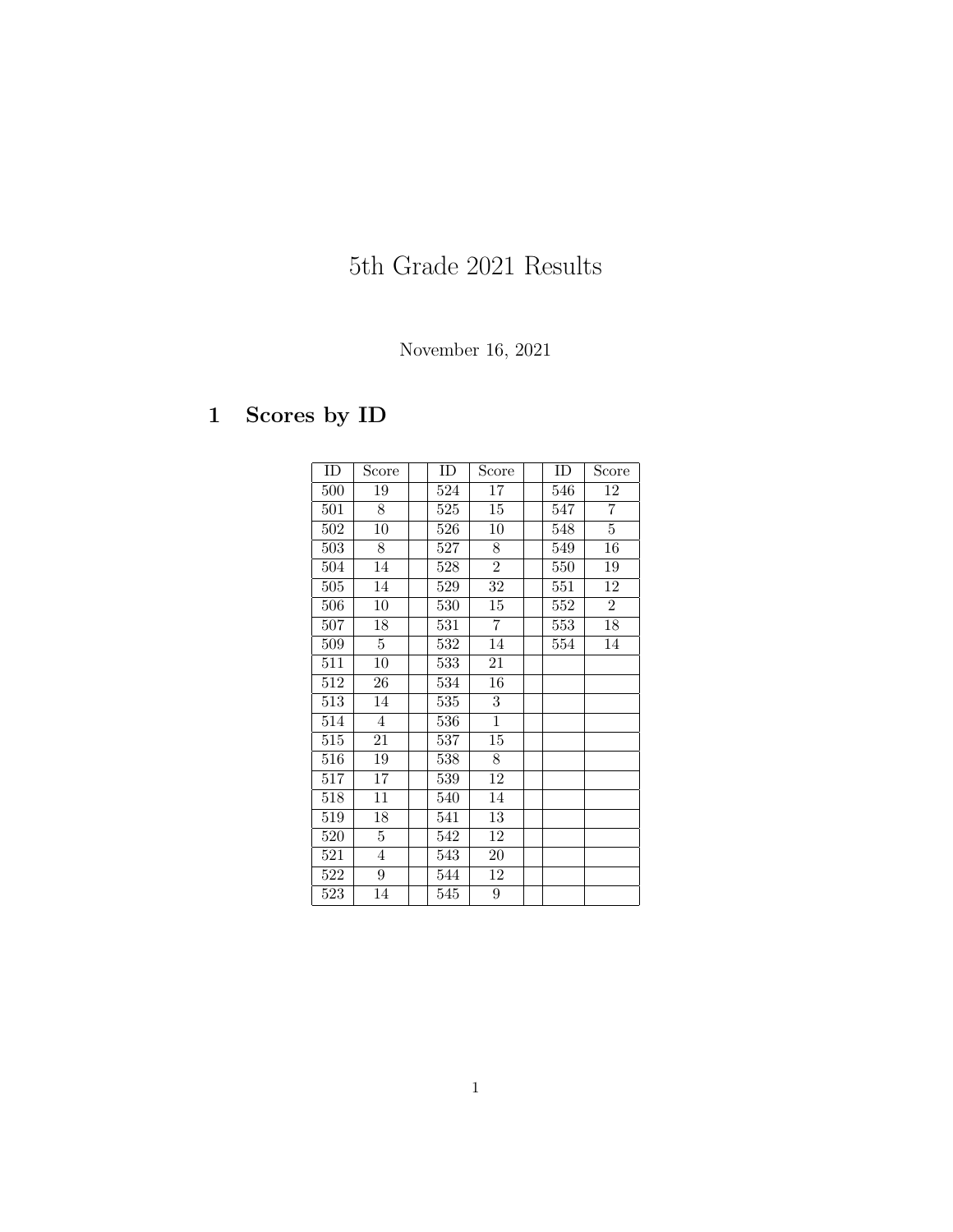# 5th Grade 2021 Results

November 16, 2021

## 1 Scores by ID

| ID | Score | | ID | Score | | ID | Score |
|---|---|---|---|---|---|---|---|
| 500 | 19 | | 524 | 17 | | 546 | 12 |
| 501 | 8 | | 525 | 15 | | 547 | 7 |
| 502 | 10 | | 526 | 10 | | 548 | 5 |
| 503 | 8 | | 527 | 8 | | 549 | 16 |
| 504 | 14 | | 528 | 2 | | 550 | 19 |
| 505 | 14 | | 529 | 32 | | 551 | 12 |
| 506 | 10 | | 530 | 15 | | 552 | 2 |
| 507 | 18 | | 531 | 7 | | 553 | 18 |
| 509 | 5 | | 532 | 14 | | 554 | 14 |
| 511 | 10 | | 533 | 21 | | | |
| 512 | 26 | | 534 | 16 | | | |
| 513 | 14 | | 535 | 3 | | | |
| 514 | 4 | | 536 | 1 | | | |
| 515 | 21 | | 537 | 15 | | | |
| 516 | 19 | | 538 | 8 | | | |
| 517 | 17 | | 539 | 12 | | | |
| 518 | 11 | | 540 | 14 | | | |
| 519 | 18 | | 541 | 13 | | | |
| 520 | 5 | | 542 | 12 | | | |
| 521 | 4 | | 543 | 20 | | | |
| 522 | 9 | | 544 | 12 | | | |
| 523 | 14 | | 545 | 9 | | | |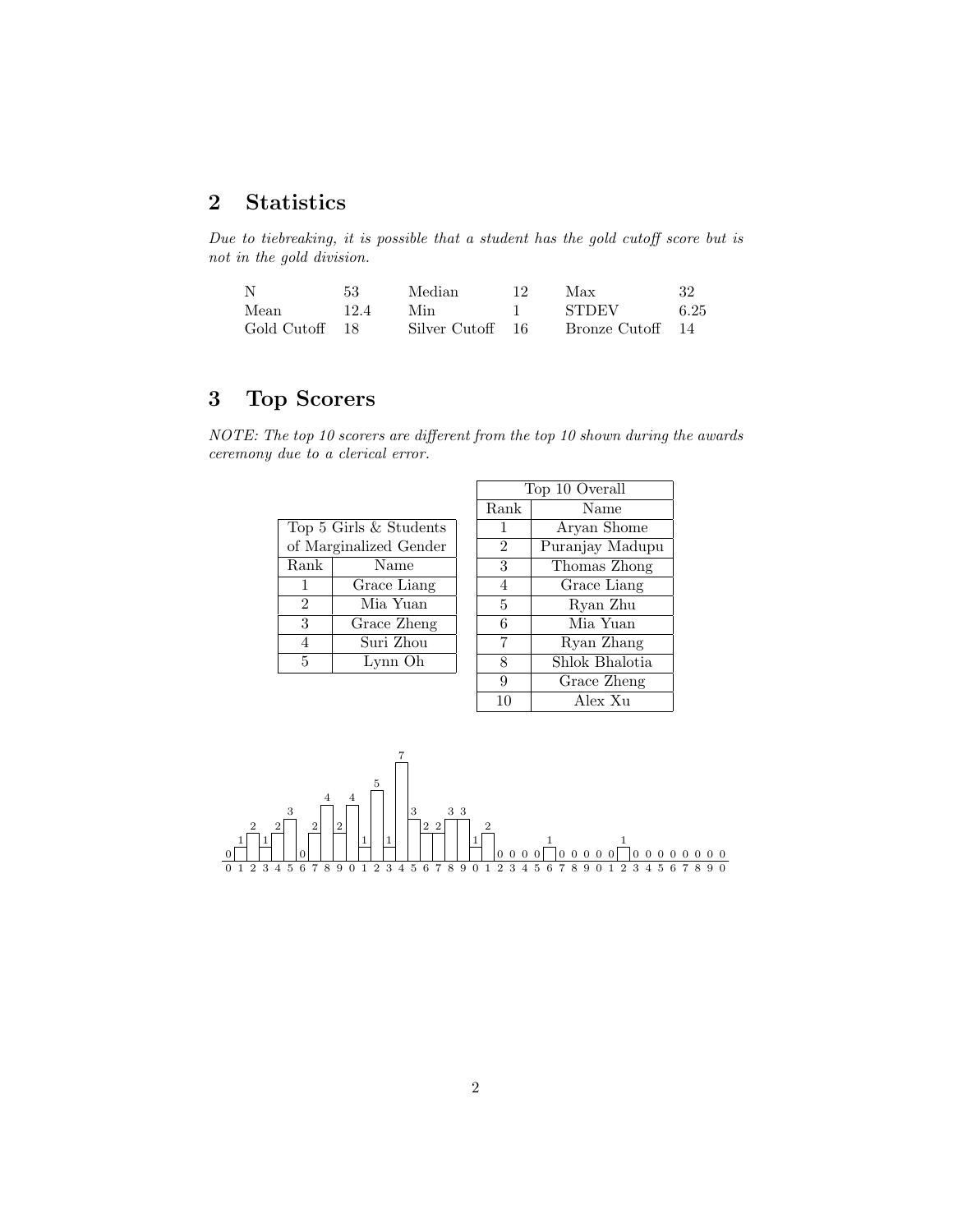## 2 Statistics

*Due to tiebreaking, it is possible that a student has the gold cutoff score but is not in the gold division.*

| | | | | | |
|---|---|---|---|---|---|
| N | 53 | Median | 12 | Max | 32 |
| Mean | 12.4 | Min | 1 | STDEV | 6.25 |
| Gold Cutoff | 18 | Silver Cutoff | 16 | Bronze Cutoff | 14 |

## 3 Top Scorers

*NOTE: The top 10 scorers are different from the top 10 shown during the awards ceremony due to a clerical error.*

| Top 5 Girls & Students of Marginalized Gender | |
|---|---|
| Rank | Name |
| 1 | Grace Liang |
| 2 | Mia Yuan |
| 3 | Grace Zheng |
| 4 | Suri Zhou |
| 5 | Lynn Oh |

| Top 10 Overall | |
|---|---|
| Rank | Name |
| 1 | Aryan Shome |
| 2 | Puranjay Madupu |
| 3 | Thomas Zhong |
| 4 | Grace Liang |
| 5 | Ryan Zhu |
| 6 | Mia Yuan |
| 7 | Ryan Zhang |
| 8 | Shlok Bhalotia |
| 9 | Grace Zheng |
| 10 | Alex Xu |

0 1 2 1 2 3 0 2 4 2 4 1 5 1 7 3 2 2 3 3 1 2 0 0 0 0 1 0 0 0 0 0 1 0 0 0 0 0 0 0 0

0 1 2 3 4 5 6 7 8 9 0 1 2 3 4 5 6 7 8 9 0 1 2 3 4 5 6 7 8 9 0 1 2 3 4 5 6 7 8 9 0